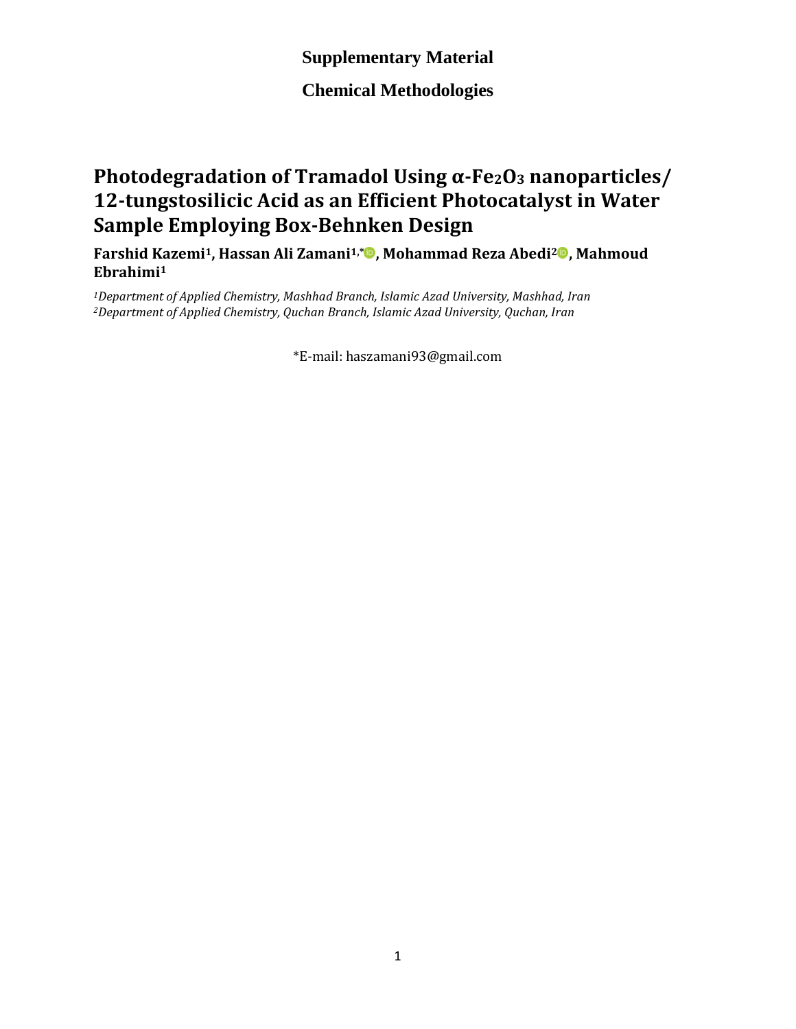**Supplementary Material**

**Chemical Methodologies**

# Photodegradation of Tramadol Using α-$Fe_2O_3$ nanoparticles/ 12-tungstosilicic Acid as an Efficient Photocatalyst in Water Sample Employing Box-Behnken Design

**Farshid Kazemi[1], Hassan Ali Zamani[1,*], Mohammad Reza Abedi[2], Mahmoud Ebrahimi[1]**

*[1]Department of Applied Chemistry, Mashhad Branch, Islamic Azad University, Mashhad, Iran*
*[2]Department of Applied Chemistry, Quchan Branch, Islamic Azad University, Quchan, Iran*

*E-mail: haszamani93@gmail.com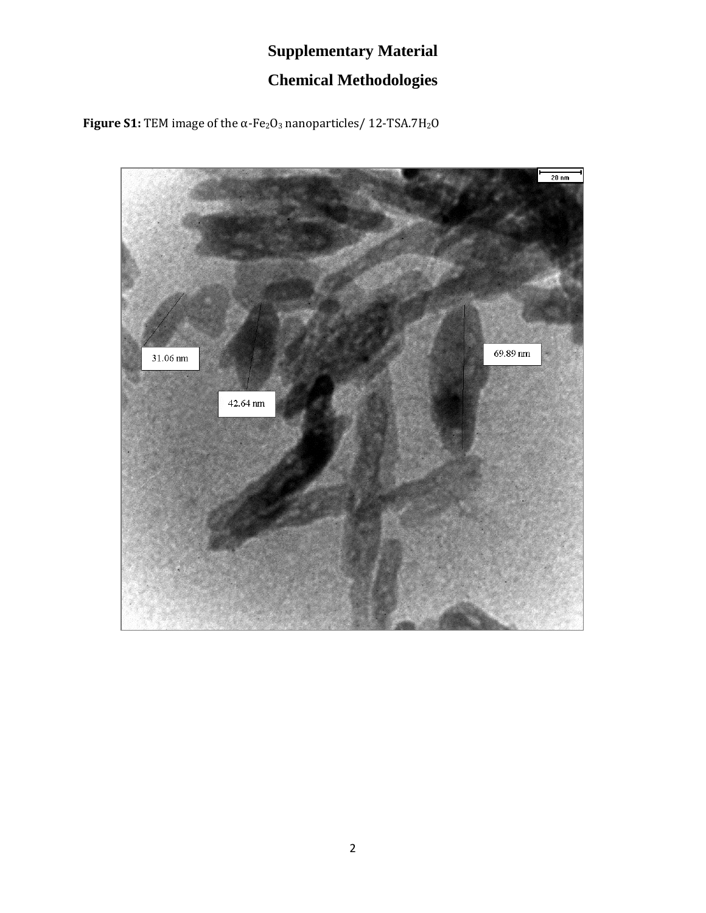# Supplementary Material

# Chemical Methodologies

**Figure S1:** TEM image of the $\alpha$-$Fe_2O_3$ nanoparticles/ 12-TSA.7$H_2O$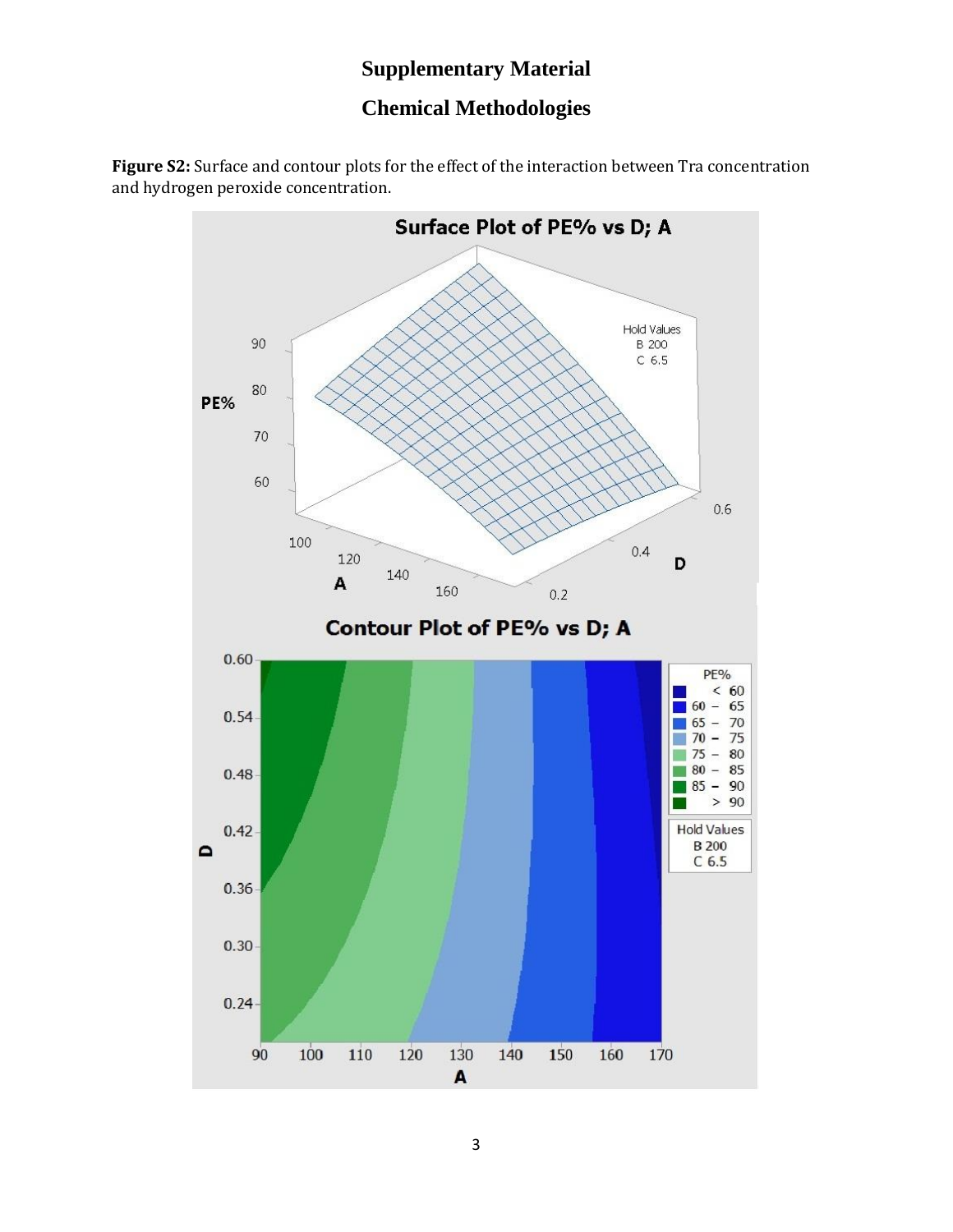# Supplementary Material

# Chemical Methodologies

**Figure S2:** Surface and contour plots for the effect of the interaction between Tra concentration and hydrogen peroxide concentration.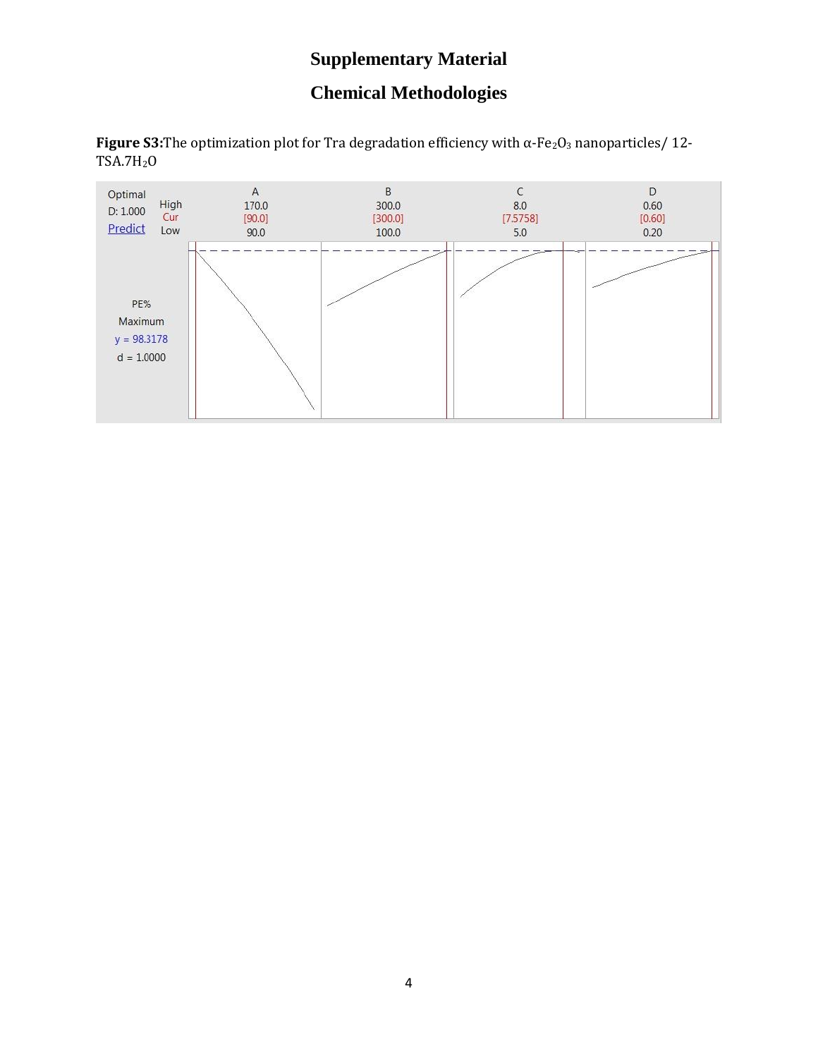# Supplementary Material

## Chemical Methodologies

**Figure S3:** The optimization plot for Tra degradation efficiency with α-$Fe_2O_3$ nanoparticles/ 12-TSA.$7H_2O$

| Optimal | | A | B | C | D |
|---|---|---|---|---|---|
| D: 1.000 | High | 170.0 | 300.0 | 8.0 | 0.60 |
| Predict | Cur | [90.0] | [300.0] | [7.5758] | [0.60] |
| | Low | 90.0 | 100.0 | 5.0 | 0.20 |

PE%
Maximum
y = 98.3178
d = 1.0000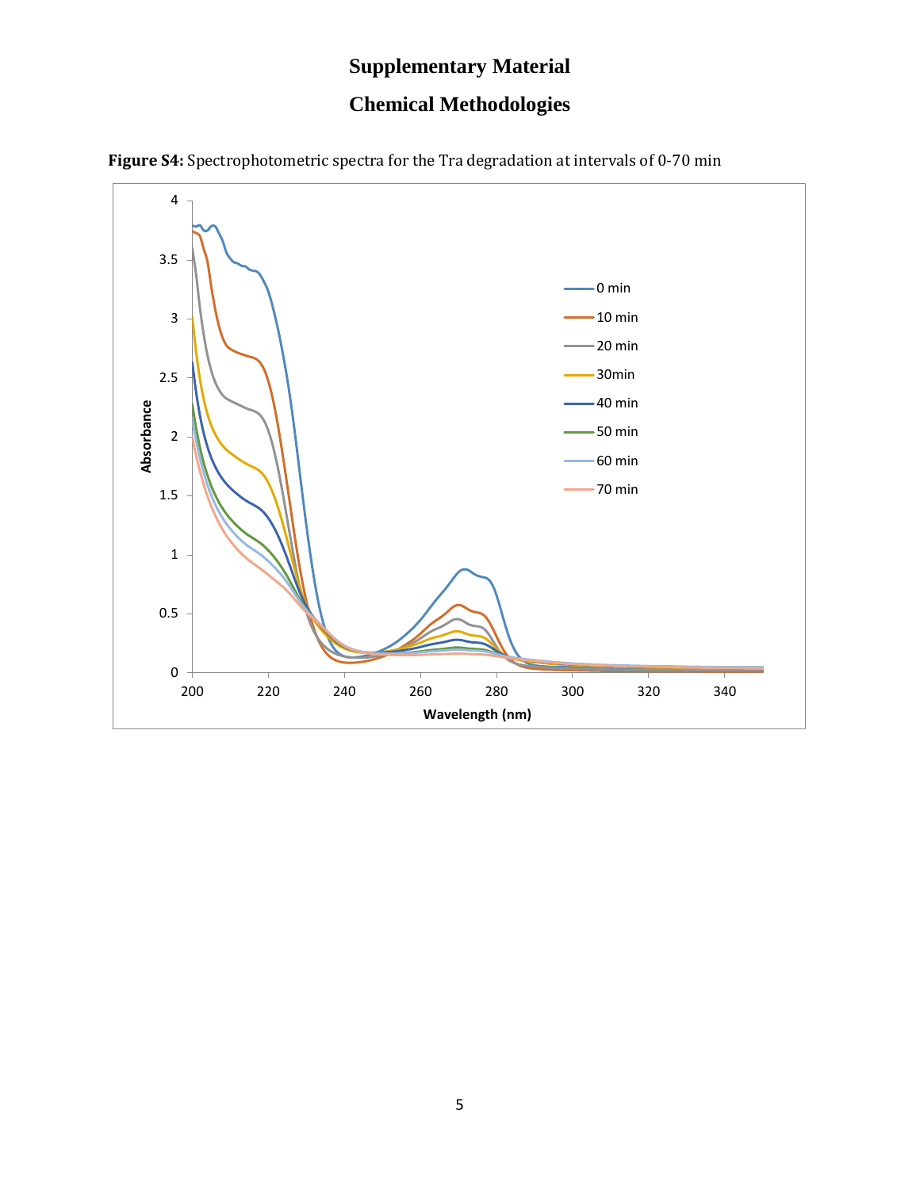# Supplementary Material

# Chemical Methodologies

**Figure S4:** Spectrophotometric spectra for the Tra degradation at intervals of 0-70 min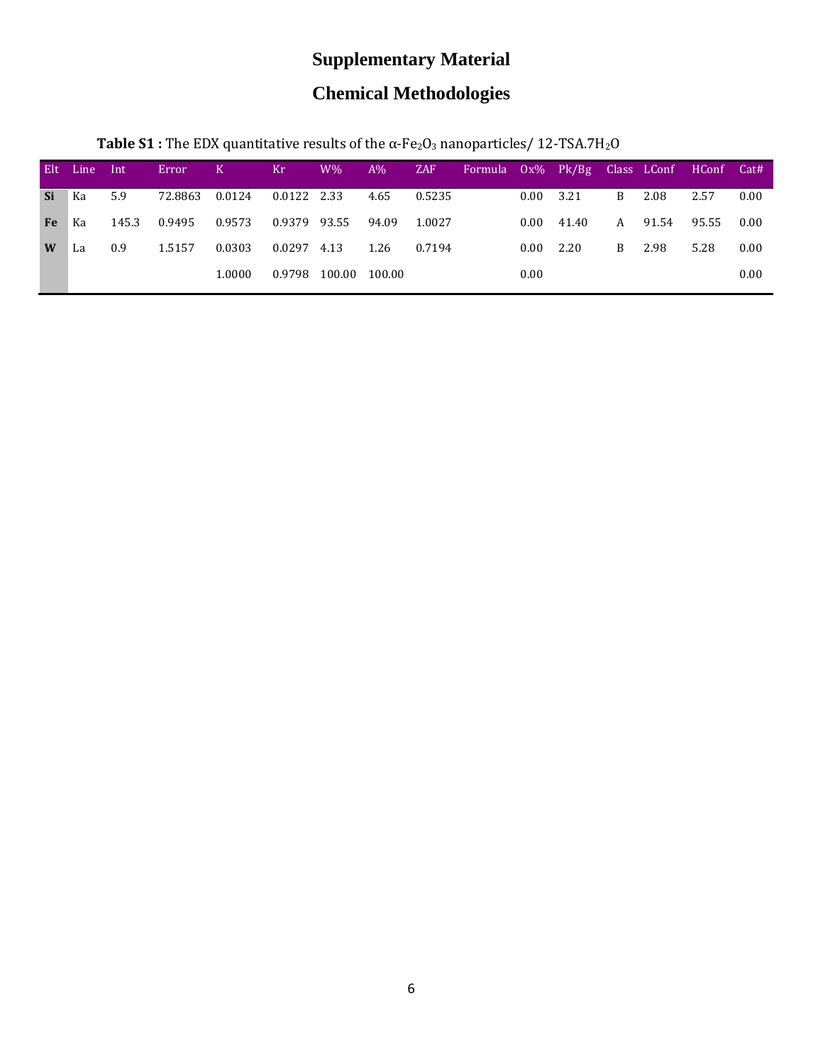# Supplementary Material

# Chemical Methodologies

**Table S1 :** The EDX quantitative results of the α-$Fe_2O_3$ nanoparticles/ 12-TSA.7$H_2O$

| Elt | Line | Int | Error | K | Kr | W% | A% | ZAF | Formula | Ox% | Pk/Bg | Class | LConf | HConf | Cat# |
|---|---|---|---|---|---|---|---|---|---|---|---|---|---|---|---|
| **Si** | Ka | 5.9 | 72.8863 | 0.0124 | 0.0122 | 2.33 | 4.65 | 0.5235 | | 0.00 | 3.21 | B | 2.08 | 2.57 | 0.00 |
| **Fe** | Ka | 145.3 | 0.9495 | 0.9573 | 0.9379 | 93.55 | 94.09 | 1.0027 | | 0.00 | 41.40 | A | 91.54 | 95.55 | 0.00 |
| **W** | La | 0.9 | 1.5157 | 0.0303 | 0.0297 | 4.13 | 1.26 | 0.7194 | | 0.00 | 2.20 | B | 2.98 | 5.28 | 0.00 |
| | | | | 1.0000 | 0.9798 | 100.00 | 100.00 | | | 0.00 | | | | | 0.00 |